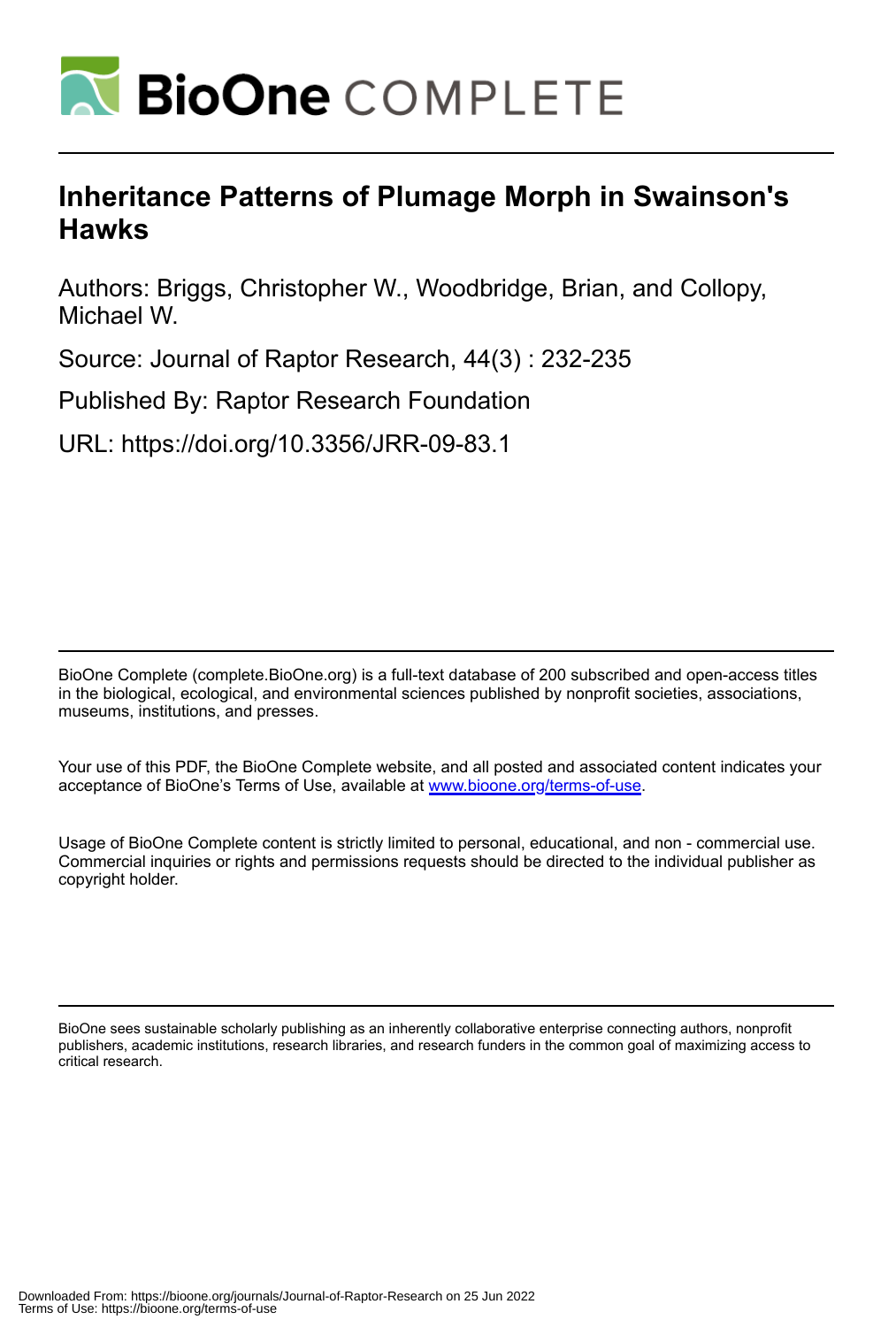# BioOne COMPLETE

# Inheritance Patterns of Plumage Morph in Swainson's Hawks

Authors: Briggs, Christopher W., Woodbridge, Brian, and Collopy, Michael W.

Source: Journal of Raptor Research, 44(3) : 232-235

Published By: Raptor Research Foundation

URL: https://doi.org/10.3356/JRR-09-83.1

BioOne Complete (complete.BioOne.org) is a full-text database of 200 subscribed and open-access titles in the biological, ecological, and environmental sciences published by nonprofit societies, associations, museums, institutions, and presses.

Your use of this PDF, the BioOne Complete website, and all posted and associated content indicates your acceptance of BioOne's Terms of Use, available at www.bioone.org/terms-of-use.

Usage of BioOne Complete content is strictly limited to personal, educational, and non - commercial use. Commercial inquiries or rights and permissions requests should be directed to the individual publisher as copyright holder.

BioOne sees sustainable scholarly publishing as an inherently collaborative enterprise connecting authors, nonprofit publishers, academic institutions, research libraries, and research funders in the common goal of maximizing access to critical research.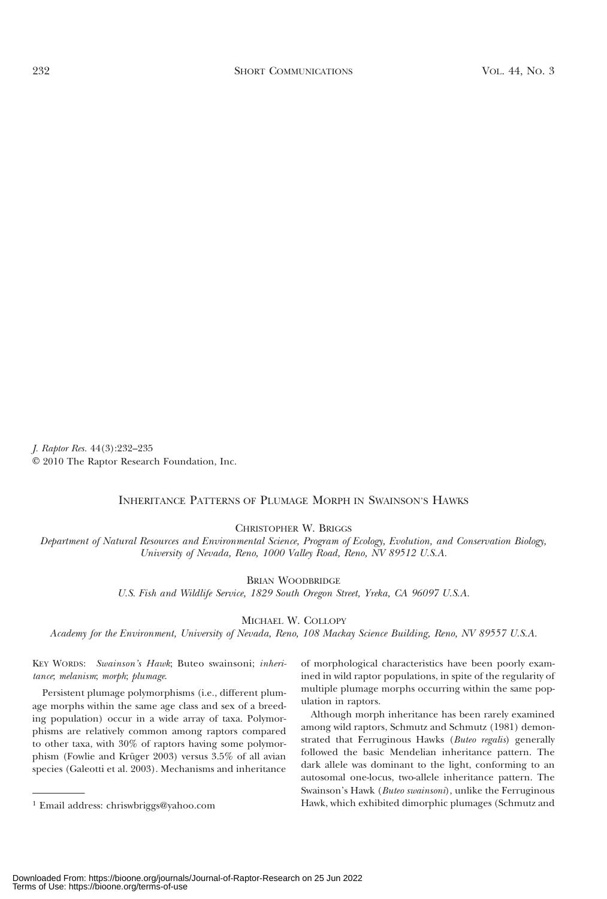*J. Raptor Res.* 44(3):232–235
© 2010 The Raptor Research Foundation, Inc.

# Inheritance Patterns of Plumage Morph in Swainson's Hawks

Christopher W. Briggs[1]

*Department of Natural Resources and Environmental Science, Program of Ecology, Evolution, and Conservation Biology, University of Nevada, Reno, 1000 Valley Road, Reno, NV 89512 U.S.A.*

Brian Woodbridge

*U.S. Fish and Wildlife Service, 1829 South Oregon Street, Yreka, CA 96097 U.S.A.*

Michael W. Collopy

*Academy for the Environment, University of Nevada, Reno, 108 Mackay Science Building, Reno, NV 89557 U.S.A.*

Key Words: *Swainson's Hawk*; Buteo swainsoni; *inheritance*; *melanism*; *morph*; *plumage*.

Persistent plumage polymorphisms (i.e., different plumage morphs within the same age class and sex of a breeding population) occur in a wide array of taxa. Polymorphisms are relatively common among raptors compared to other taxa, with 30% of raptors having some polymorphism (Fowlie and Krüger 2003) versus 3.5% of all avian species (Galeotti et al. 2003). Mechanisms and inheritance of morphological characteristics have been poorly examined in wild raptor populations, in spite of the regularity of multiple plumage morphs occurring within the same population in raptors.

Although morph inheritance has been rarely examined among wild raptors, Schmutz and Schmutz (1981) demonstrated that Ferruginous Hawks (*Buteo regalis*) generally followed the basic Mendelian inheritance pattern. The dark allele was dominant to the light, conforming to an autosomal one-locus, two-allele inheritance pattern. The Swainson's Hawk (*Buteo swainsoni*), unlike the Ferruginous Hawk, which exhibited dimorphic plumages (Schmutz and

[1] Email address: chriswbriggs@yahoo.com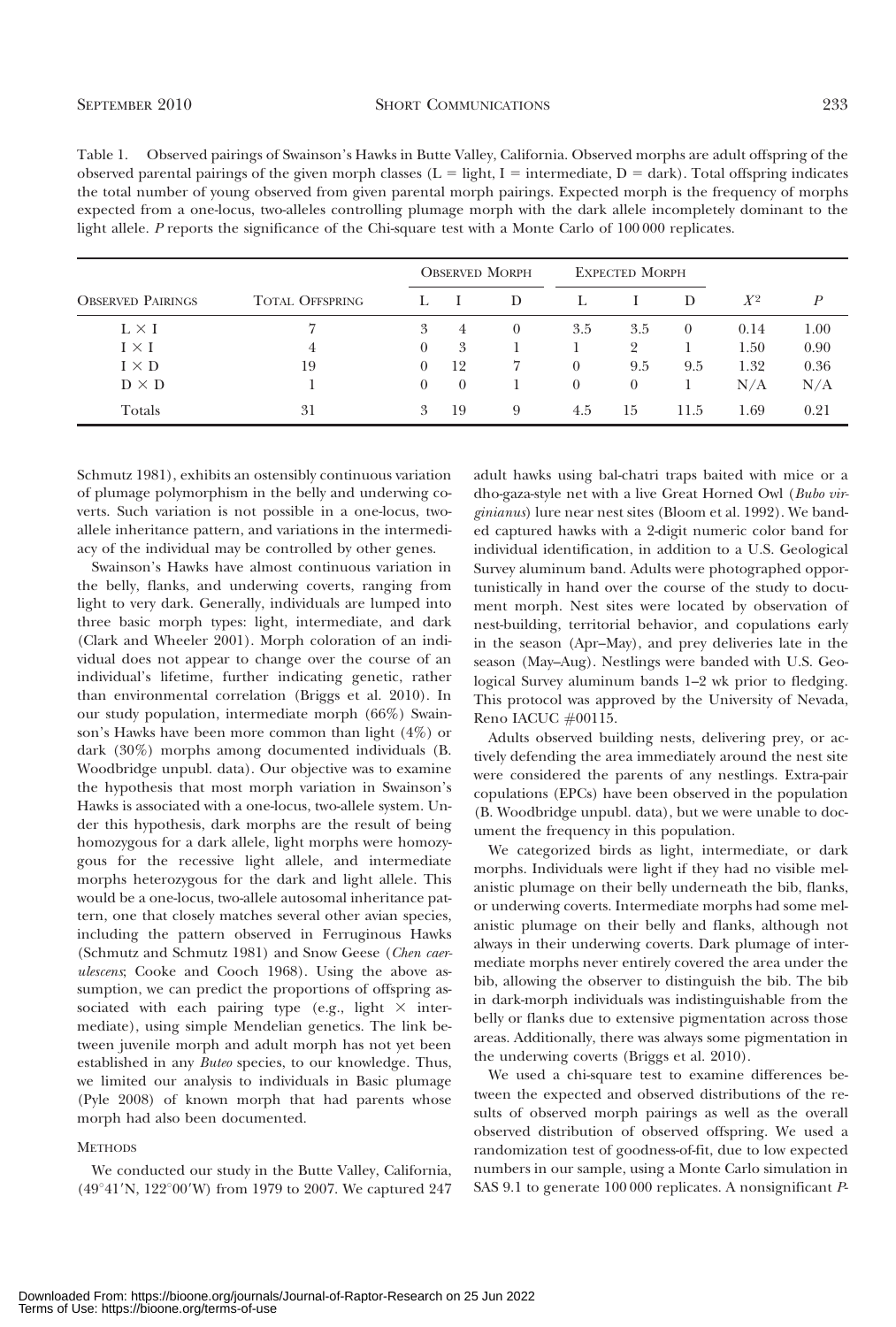Table 1. Observed pairings of Swainson's Hawks in Butte Valley, California. Observed morphs are adult offspring of the observed parental pairings of the given morph classes (L = light, I = intermediate, D = dark). Total offspring indicates the total number of young observed from given parental morph pairings. Expected morph is the frequency of morphs expected from a one-locus, two-alleles controlling plumage morph with the dark allele incompletely dominant to the light allele. *P* reports the significance of the Chi-square test with a Monte Carlo of 100 000 replicates.

| Observed Pairings | Total Offspring | Observed Morph | | | Expected Morph | | | $X^2$ | $P$ |
|---|---|---|---|---|---|---|---|---|---|
| | | L | I | D | L | I | D | | |
| L × I | 7 | 3 | 4 | 0 | 3.5 | 3.5 | 0 | 0.14 | 1.00 |
| I × I | 4 | 0 | 3 | 1 | 1 | 2 | 1 | 1.50 | 0.90 |
| I × D | 19 | 0 | 12 | 7 | 0 | 9.5 | 9.5 | 1.32 | 0.36 |
| D × D | 1 | 0 | 0 | 1 | 0 | 0 | 1 | N/A | N/A |
| Totals | 31 | 3 | 19 | 9 | 4.5 | 15 | 11.5 | 1.69 | 0.21 |

Schmutz 1981), exhibits an ostensibly continuous variation of plumage polymorphism in the belly and underwing coverts. Such variation is not possible in a one-locus, two-allele inheritance pattern, and variations in the intermediacy of the individual may be controlled by other genes.

Swainson's Hawks have almost continuous variation in the belly, flanks, and underwing coverts, ranging from light to very dark. Generally, individuals are lumped into three basic morph types: light, intermediate, and dark (Clark and Wheeler 2001). Morph coloration of an individual does not appear to change over the course of an individual's lifetime, further indicating genetic, rather than environmental correlation (Briggs et al. 2010). In our study population, intermediate morph (66%) Swainson's Hawks have been more common than light (4%) or dark (30%) morphs among documented individuals (B. Woodbridge unpubl. data). Our objective was to examine the hypothesis that most morph variation in Swainson's Hawks is associated with a one-locus, two-allele system. Under this hypothesis, dark morphs are the result of being homozygous for a dark allele, light morphs were homozygous for the recessive light allele, and intermediate morphs heterozygous for the dark and light allele. This would be a one-locus, two-allele autosomal inheritance pattern, one that closely matches several other avian species, including the pattern observed in Ferruginous Hawks (Schmutz and Schmutz 1981) and Snow Geese (*Chen caerulescens*; Cooke and Cooch 1968). Using the above assumption, we can predict the proportions of offspring associated with each pairing type (e.g., light × intermediate), using simple Mendelian genetics. The link between juvenile morph and adult morph has not yet been established in any *Buteo* species, to our knowledge. Thus, we limited our analysis to individuals in Basic plumage (Pyle 2008) of known morph that had parents whose morph had also been documented.

## Methods

We conducted our study in the Butte Valley, California, (49°41′N, 122°00′W) from 1979 to 2007. We captured 247 adult hawks using bal-chatri traps baited with mice or a dho-gaza-style net with a live Great Horned Owl (*Bubo virginianus*) lure near nest sites (Bloom et al. 1992). We banded captured hawks with a 2-digit numeric color band for individual identification, in addition to a U.S. Geological Survey aluminum band. Adults were photographed opportunistically in hand over the course of the study to document morph. Nest sites were located by observation of nest-building, territorial behavior, and copulations early in the season (Apr–May), and prey deliveries late in the season (May–Aug). Nestlings were banded with U.S. Geological Survey aluminum bands 1–2 wk prior to fledging. This protocol was approved by the University of Nevada, Reno IACUC #00115.

Adults observed building nests, delivering prey, or actively defending the area immediately around the nest site were considered the parents of any nestlings. Extra-pair copulations (EPCs) have been observed in the population (B. Woodbridge unpubl. data), but we were unable to document the frequency in this population.

We categorized birds as light, intermediate, or dark morphs. Individuals were light if they had no visible melanistic plumage on their belly underneath the bib, flanks, or underwing coverts. Intermediate morphs had some melanistic plumage on their belly and flanks, although not always in their underwing coverts. Dark plumage of intermediate morphs never entirely covered the area under the bib, allowing the observer to distinguish the bib. The bib in dark-morph individuals was indistinguishable from the belly or flanks due to extensive pigmentation across those areas. Additionally, there was always some pigmentation in the underwing coverts (Briggs et al. 2010).

We used a chi-square test to examine differences between the expected and observed distributions of the results of observed morph pairings as well as the overall observed distribution of observed offspring. We used a randomization test of goodness-of-fit, due to low expected numbers in our sample, using a Monte Carlo simulation in SAS 9.1 to generate 100 000 replicates. A nonsignificant *P*-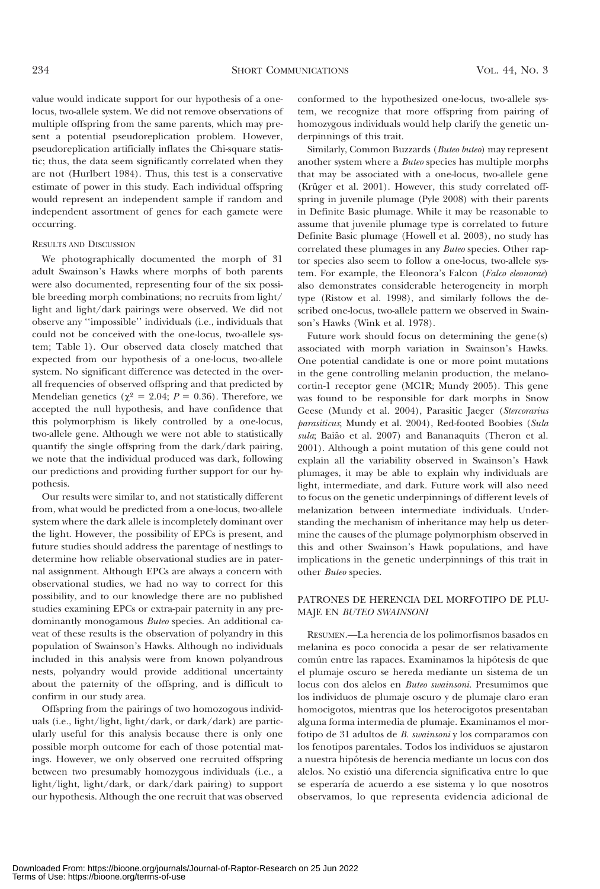value would indicate support for our hypothesis of a one-locus, two-allele system. We did not remove observations of multiple offspring from the same parents, which may present a potential pseudoreplication problem. However, pseudoreplication artificially inflates the Chi-square statistic; thus, the data seem significantly correlated when they are not (Hurlbert 1984). Thus, this test is a conservative estimate of power in this study. Each individual offspring would represent an independent sample if random and independent assortment of genes for each gamete were occurring.

## RESULTS AND DISCUSSION

We photographically documented the morph of 31 adult Swainson's Hawks where morphs of both parents were also documented, representing four of the six possible breeding morph combinations; no recruits from light/light and light/dark pairings were observed. We did not observe any ''impossible'' individuals (i.e., individuals that could not be conceived with the one-locus, two-allele system; Table 1). Our observed data closely matched that expected from our hypothesis of a one-locus, two-allele system. No significant difference was detected in the overall frequencies of observed offspring and that predicted by Mendelian genetics ($\chi^2 = 2.04$; $P = 0.36$). Therefore, we accepted the null hypothesis, and have confidence that this polymorphism is likely controlled by a one-locus, two-allele gene. Although we were not able to statistically quantify the single offspring from the dark/dark pairing, we note that the individual produced was dark, following our predictions and providing further support for our hypothesis.

Our results were similar to, and not statistically different from, what would be predicted from a one-locus, two-allele system where the dark allele is incompletely dominant over the light. However, the possibility of EPCs is present, and future studies should address the parentage of nestlings to determine how reliable observational studies are in paternal assignment. Although EPCs are always a concern with observational studies, we had no way to correct for this possibility, and to our knowledge there are no published studies examining EPCs or extra-pair paternity in any predominantly monogamous *Buteo* species. An additional caveat of these results is the observation of polyandry in this population of Swainson's Hawks. Although no individuals included in this analysis were from known polyandrous nests, polyandry would provide additional uncertainty about the paternity of the offspring, and is difficult to confirm in our study area.

Offspring from the pairings of two homozogous individuals (i.e., light/light, light/dark, or dark/dark) are particularly useful for this analysis because there is only one possible morph outcome for each of those potential matings. However, we only observed one recruited offspring between two presumably homozygous individuals (i.e., a light/light, light/dark, or dark/dark pairing) to support our hypothesis. Although the one recruit that was observed conformed to the hypothesized one-locus, two-allele system, we recognize that more offspring from pairing of homozygous individuals would help clarify the genetic underpinnings of this trait.

Similarly, Common Buzzards (*Buteo buteo*) may represent another system where a *Buteo* species has multiple morphs that may be associated with a one-locus, two-allele gene (Krüger et al. 2001). However, this study correlated offspring in juvenile plumage (Pyle 2008) with their parents in Definite Basic plumage. While it may be reasonable to assume that juvenile plumage type is correlated to future Definite Basic plumage (Howell et al. 2003), no study has correlated these plumages in any *Buteo* species. Other raptor species also seem to follow a one-locus, two-allele system. For example, the Eleonora's Falcon (*Falco eleonorae*) also demonstrates considerable heterogeneity in morph type (Ristow et al. 1998), and similarly follows the described one-locus, two-allele pattern we observed in Swainson's Hawks (Wink et al. 1978).

Future work should focus on determining the gene(s) associated with morph variation in Swainson's Hawks. One potential candidate is one or more point mutations in the gene controlling melanin production, the melanocortin-1 receptor gene (MC1R; Mundy 2005). This gene was found to be responsible for dark morphs in Snow Geese (Mundy et al. 2004), Parasitic Jaeger (*Stercorarius parasiticus*; Mundy et al. 2004), Red-footed Boobies (*Sula sula*; Baião et al. 2007) and Bananaquits (Theron et al. 2001). Although a point mutation of this gene could not explain all the variability observed in Swainson's Hawk plumages, it may be able to explain why individuals are light, intermediate, and dark. Future work will also need to focus on the genetic underpinnings of different levels of melanization between intermediate individuals. Understanding the mechanism of inheritance may help us determine the causes of the plumage polymorphism observed in this and other Swainson's Hawk populations, and have implications in the genetic underpinnings of this trait in other *Buteo* species.

## PATRONES DE HERENCIA DEL MORFOTIPO DE PLUMAJE EN *BUTEO SWAINSONI*

RESUMEN.—La herencia de los polimorfismos basados en melanina es poco conocida a pesar de ser relativamente común entre las rapaces. Examinamos la hipótesis de que el plumaje oscuro se hereda mediante un sistema de un locus con dos alelos en *Buteo swainsoni*. Presumimos que los individuos de plumaje oscuro y de plumaje claro eran homocigotos, mientras que los heterocigotos presentaban alguna forma intermedia de plumaje. Examinamos el morfotipo de 31 adultos de *B. swainsoni* y los comparamos con los fenotipos parentales. Todos los individuos se ajustaron a nuestra hipótesis de herencia mediante un locus con dos alelos. No existió una diferencia significativa entre lo que se esperaría de acuerdo a ese sistema y lo que nosotros observamos, lo que representa evidencia adicional de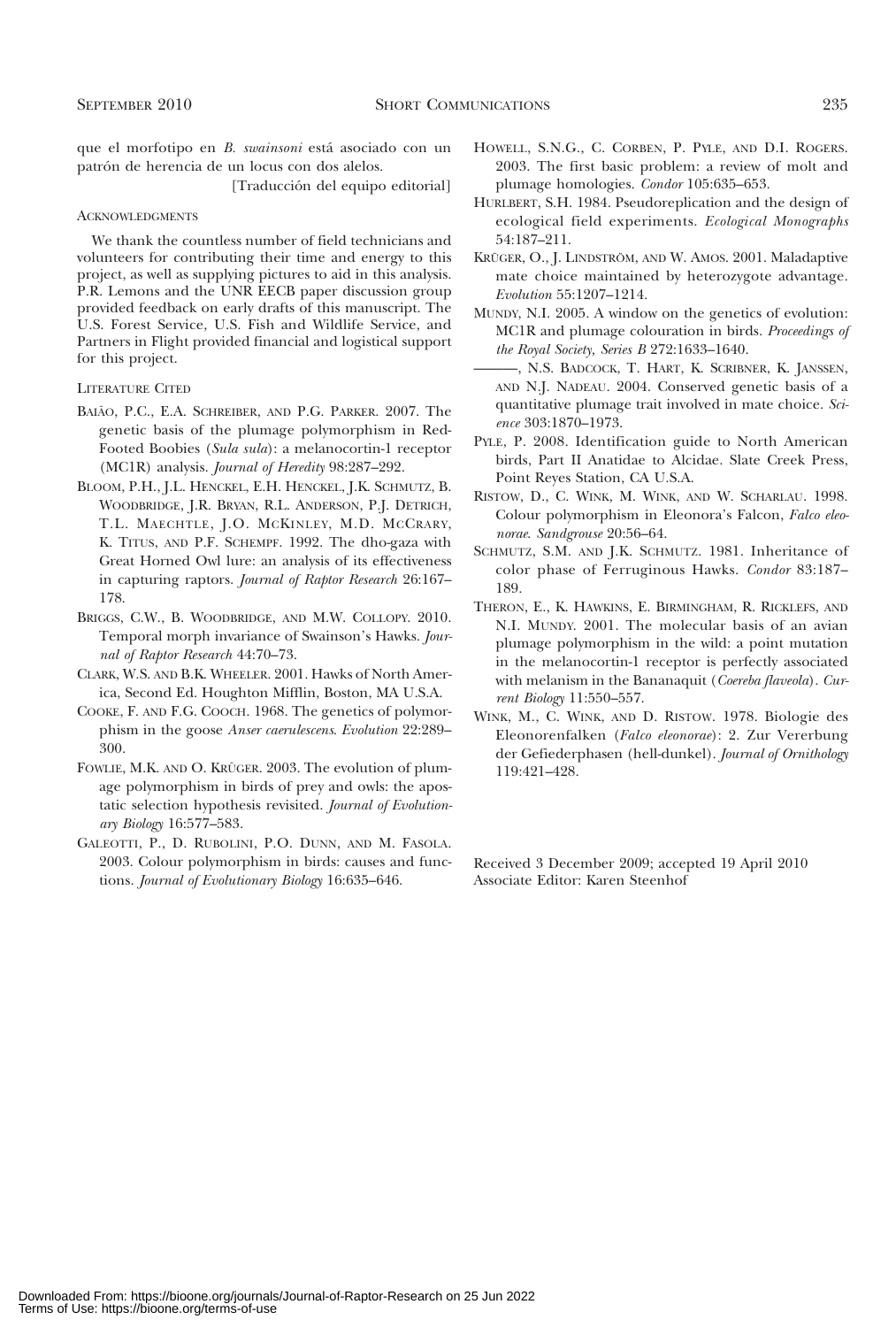que el morfotipo en *B. swainsoni* está asociado con un patrón de herencia de un locus con dos alelos.

[Traducción del equipo editorial]

## Acknowledgments

We thank the countless number of field technicians and volunteers for contributing their time and energy to this project, as well as supplying pictures to aid in this analysis. P.R. Lemons and the UNR EECB paper discussion group provided feedback on early drafts of this manuscript. The U.S. Forest Service, U.S. Fish and Wildlife Service, and Partners in Flight provided financial and logistical support for this project.

## Literature Cited

Baião, P.C., E.A. Schreiber, and P.G. Parker. 2007. The genetic basis of the plumage polymorphism in Red-Footed Boobies (*Sula sula*): a melanocortin-1 receptor (MC1R) analysis. *Journal of Heredity* 98:287–292.

Bloom, P.H., J.L. Henckel, E.H. Henckel, J.K. Schmutz, B. Woodbridge, J.R. Bryan, R.L. Anderson, P.J. Detrich, T.L. Maechtle, J.O. McKinley, M.D. McCrary, K. Titus, and P.F. Schempf. 1992. The dho-gaza with Great Horned Owl lure: an analysis of its effectiveness in capturing raptors. *Journal of Raptor Research* 26:167–178.

Briggs, C.W., B. Woodbridge, and M.W. Collopy. 2010. Temporal morph invariance of Swainson's Hawks. *Journal of Raptor Research* 44:70–73.

Clark, W.S. and B.K. Wheeler. 2001. Hawks of North America, Second Ed. Houghton Mifflin, Boston, MA U.S.A.

Cooke, F. and F.G. Cooch. 1968. The genetics of polymorphism in the goose *Anser caerulescens*. *Evolution* 22:289–300.

Fowlie, M.K. and O. Krüger. 2003. The evolution of plumage polymorphism in birds of prey and owls: the apostatic selection hypothesis revisited. *Journal of Evolutionary Biology* 16:577–583.

Galeotti, P., D. Rubolini, P.O. Dunn, and M. Fasola. 2003. Colour polymorphism in birds: causes and functions. *Journal of Evolutionary Biology* 16:635–646.

Howell, S.N.G., C. Corben, P. Pyle, and D.I. Rogers. 2003. The first basic problem: a review of molt and plumage homologies. *Condor* 105:635–653.

Hurlbert, S.H. 1984. Pseudoreplication and the design of ecological field experiments. *Ecological Monographs* 54:187–211.

Krüger, O., J. Lindström, and W. Amos. 2001. Maladaptive mate choice maintained by heterozygote advantage. *Evolution* 55:1207–1214.

Mundy, N.I. 2005. A window on the genetics of evolution: MC1R and plumage colouration in birds. *Proceedings of the Royal Society, Series B* 272:1633–1640.

———, N.S. Badcock, T. Hart, K. Scribner, K. Janssen, and N.J. Nadeau. 2004. Conserved genetic basis of a quantitative plumage trait involved in mate choice. *Science* 303:1870–1973.

Pyle, P. 2008. Identification guide to North American birds, Part II Anatidae to Alcidae. Slate Creek Press, Point Reyes Station, CA U.S.A.

Ristow, D., C. Wink, M. Wink, and W. Scharlau. 1998. Colour polymorphism in Eleonora's Falcon, *Falco eleonorae*. *Sandgrouse* 20:56–64.

Schmutz, S.M. and J.K. Schmutz. 1981. Inheritance of color phase of Ferruginous Hawks. *Condor* 83:187–189.

Theron, E., K. Hawkins, E. Birmingham, R. Ricklefs, and N.I. Mundy. 2001. The molecular basis of an avian plumage polymorphism in the wild: a point mutation in the melanocortin-1 receptor is perfectly associated with melanism in the Bananaquit (*Coereba flaveola*). *Current Biology* 11:550–557.

Wink, M., C. Wink, and D. Ristow. 1978. Biologie des Eleonorenfalken (*Falco eleonorae*): 2. Zur Vererbung der Gefiederphasen (hell-dunkel). *Journal of Ornithology* 119:421–428.

Received 3 December 2009; accepted 19 April 2010
Associate Editor: Karen Steenhof